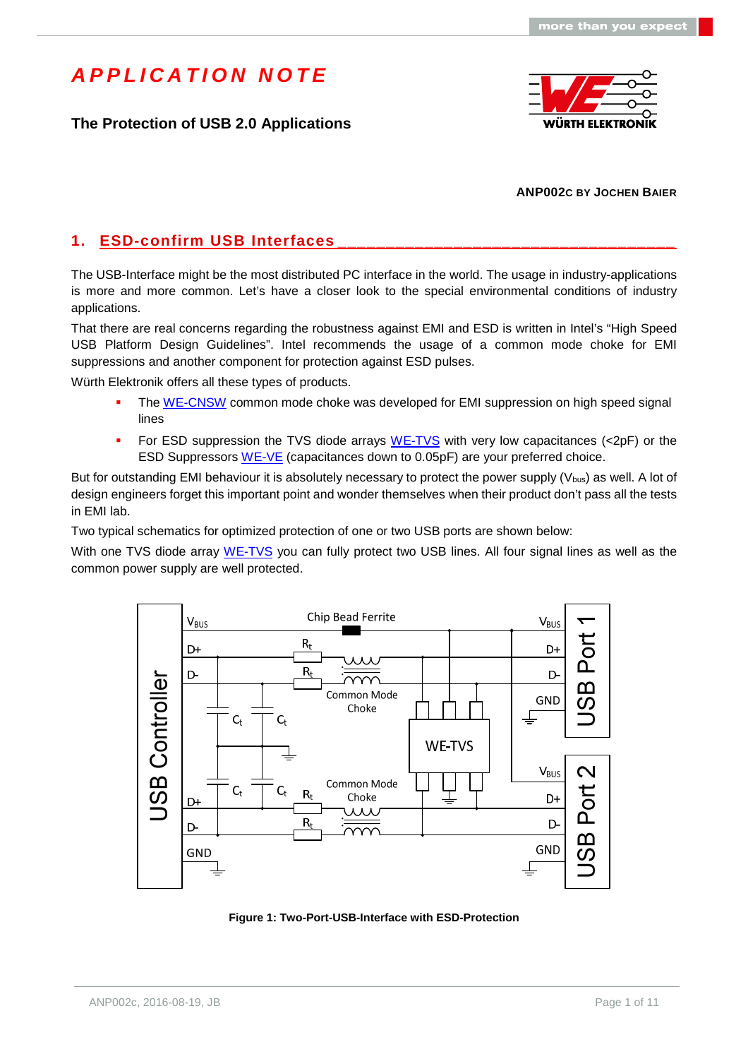# APPLICATION NOTE

## The Protection of USB 2.0 Applications

**ANP002c by Jochen Baier**

## 1. ESD-confirm USB Interfaces

The USB-Interface might be the most distributed PC interface in the world. The usage in industry-applications is more and more common. Let's have a closer look to the special environmental conditions of industry applications.

That there are real concerns regarding the robustness against EMI and ESD is written in Intel's "High Speed USB Platform Design Guidelines". Intel recommends the usage of a common mode choke for EMI suppressions and another component for protection against ESD pulses.

Würth Elektronik offers all these types of products.

- The WE-CNSW common mode choke was developed for EMI suppression on high speed signal lines
- For ESD suppression the TVS diode arrays WE-TVS with very low capacitances (<2pF) or the ESD Suppressors WE-VE (capacitances down to 0.05pF) are your preferred choice.

But for outstanding EMI behaviour it is absolutely necessary to protect the power supply ($V_{bus}$) as well. A lot of design engineers forget this important point and wonder themselves when their product don't pass all the tests in EMI lab.

Two typical schematics for optimized protection of one or two USB ports are shown below:

With one TVS diode array WE-TVS you can fully protect two USB lines. All four signal lines as well as the common power supply are well protected.

**Figure 1: Two-Port-USB-Interface with ESD-Protection**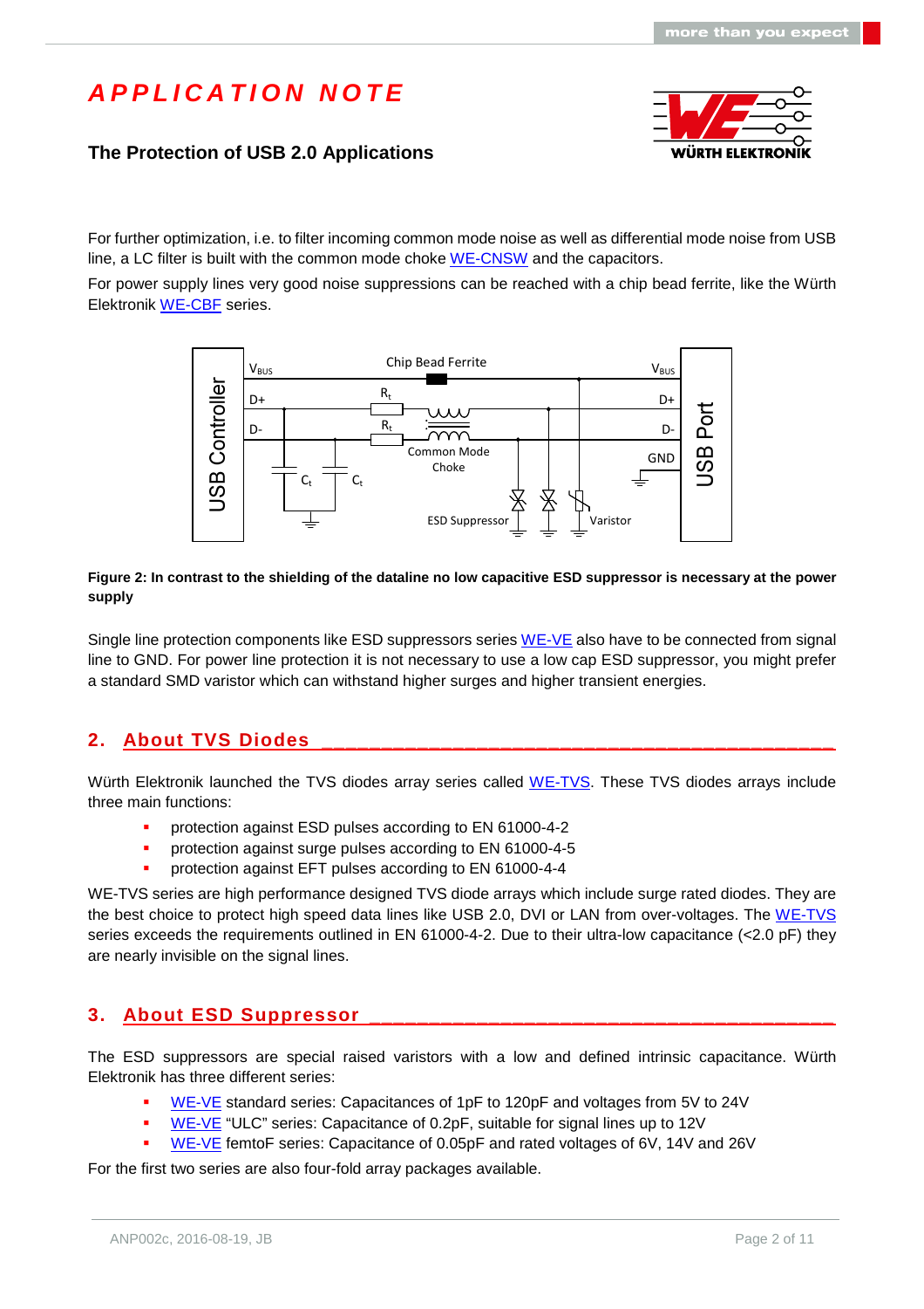For further optimization, i.e. to filter incoming common mode noise as well as differential mode noise from USB line, a LC filter is built with the common mode choke WE-CNSW and the capacitors.

For power supply lines very good noise suppressions can be reached with a chip bead ferrite, like the Würth Elektronik WE-CBF series.

**Figure 2: In contrast to the shielding of the dataline no low capacitive ESD suppressor is necessary at the power supply**

Single line protection components like ESD suppressors series WE-VE also have to be connected from signal line to GND. For power line protection it is not necessary to use a low cap ESD suppressor, you might prefer a standard SMD varistor which can withstand higher surges and higher transient energies.

## 2. About TVS Diodes

Würth Elektronik launched the TVS diodes array series called WE-TVS. These TVS diodes arrays include three main functions:

- protection against ESD pulses according to EN 61000-4-2
- protection against surge pulses according to EN 61000-4-5
- protection against EFT pulses according to EN 61000-4-4

WE-TVS series are high performance designed TVS diode arrays which include surge rated diodes. They are the best choice to protect high speed data lines like USB 2.0, DVI or LAN from over-voltages. The WE-TVS series exceeds the requirements outlined in EN 61000-4-2. Due to their ultra-low capacitance (<2.0 pF) they are nearly invisible on the signal lines.

## 3. About ESD Suppressor

The ESD suppressors are special raised varistors with a low and defined intrinsic capacitance. Würth Elektronik has three different series:

- WE-VE standard series: Capacitances of 1pF to 120pF and voltages from 5V to 24V
- WE-VE "ULC" series: Capacitance of 0.2pF, suitable for signal lines up to 12V
- WE-VE femtoF series: Capacitance of 0.05pF and rated voltages of 6V, 14V and 26V

For the first two series are also four-fold array packages available.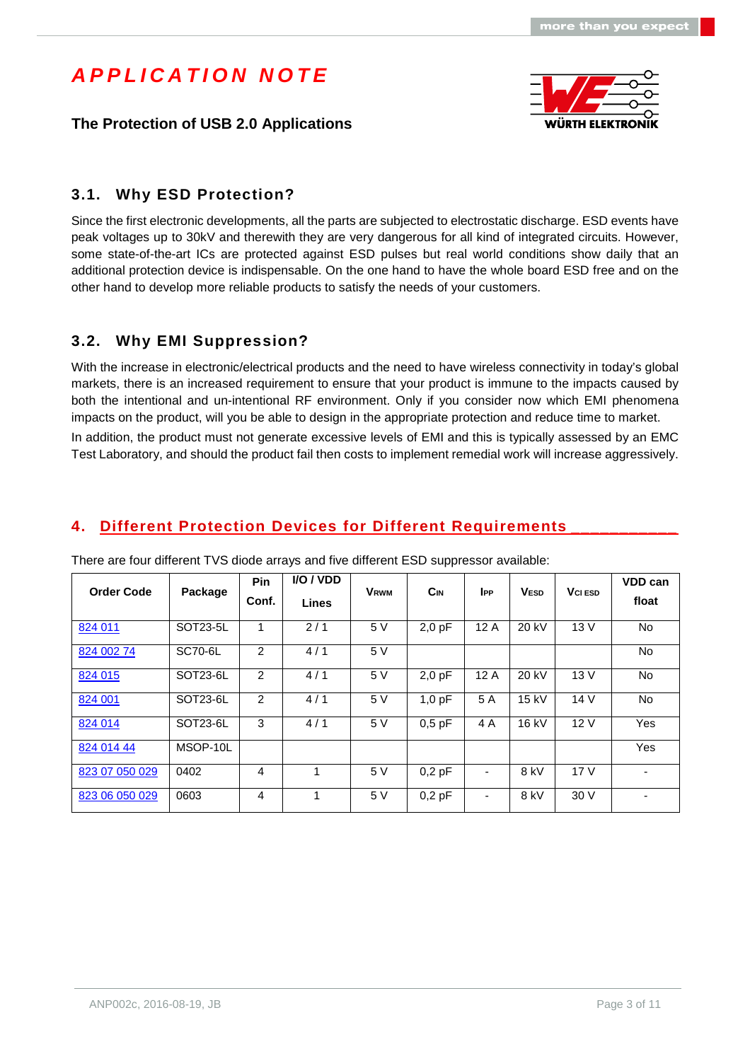## 3.1. Why ESD Protection?

Since the first electronic developments, all the parts are subjected to electrostatic discharge. ESD events have peak voltages up to 30kV and therewith they are very dangerous for all kind of integrated circuits. However, some state-of-the-art ICs are protected against ESD pulses but real world conditions show daily that an additional protection device is indispensable. On the one hand to have the whole board ESD free and on the other hand to develop more reliable products to satisfy the needs of your customers.

## 3.2. Why EMI Suppression?

With the increase in electronic/electrical products and the need to have wireless connectivity in today's global markets, there is an increased requirement to ensure that your product is immune to the impacts caused by both the intentional and un-intentional RF environment. Only if you consider now which EMI phenomena impacts on the product, will you be able to design in the appropriate protection and reduce time to market.

In addition, the product must not generate excessive levels of EMI and this is typically assessed by an EMC Test Laboratory, and should the product fail then costs to implement remedial work will increase aggressively.

# 4. Different Protection Devices for Different Requirements

There are four different TVS diode arrays and five different ESD suppressor available:

| Order Code | Package | Pin Conf. | I/O / VDD Lines | $V_{RWM}$ | $C_{IN}$ | $I_{PP}$ | $V_{ESD}$ | $V_{CI\ ESD}$ | VDD can float |
|---|---|---|---|---|---|---|---|---|---|
| 824 011 | SOT23-5L | 1 | 2 / 1 | 5 V | 2,0 pF | 12 A | 20 kV | 13 V | No |
| 824 002 74 | SC70-6L | 2 | 4 / 1 | 5 V | | | | | No |
| 824 015 | SOT23-6L | 2 | 4 / 1 | 5 V | 2,0 pF | 12 A | 20 kV | 13 V | No |
| 824 001 | SOT23-6L | 2 | 4 / 1 | 5 V | 1,0 pF | 5 A | 15 kV | 14 V | No |
| 824 014 | SOT23-6L | 3 | 4 / 1 | 5 V | 0,5 pF | 4 A | 16 kV | 12 V | Yes |
| 824 014 44 | MSOP-10L | | | | | | | | Yes |
| 823 07 050 029 | 0402 | 4 | 1 | 5 V | 0,2 pF | - | 8 kV | 17 V | - |
| 823 06 050 029 | 0603 | 4 | 1 | 5 V | 0,2 pF | - | 8 kV | 30 V | - |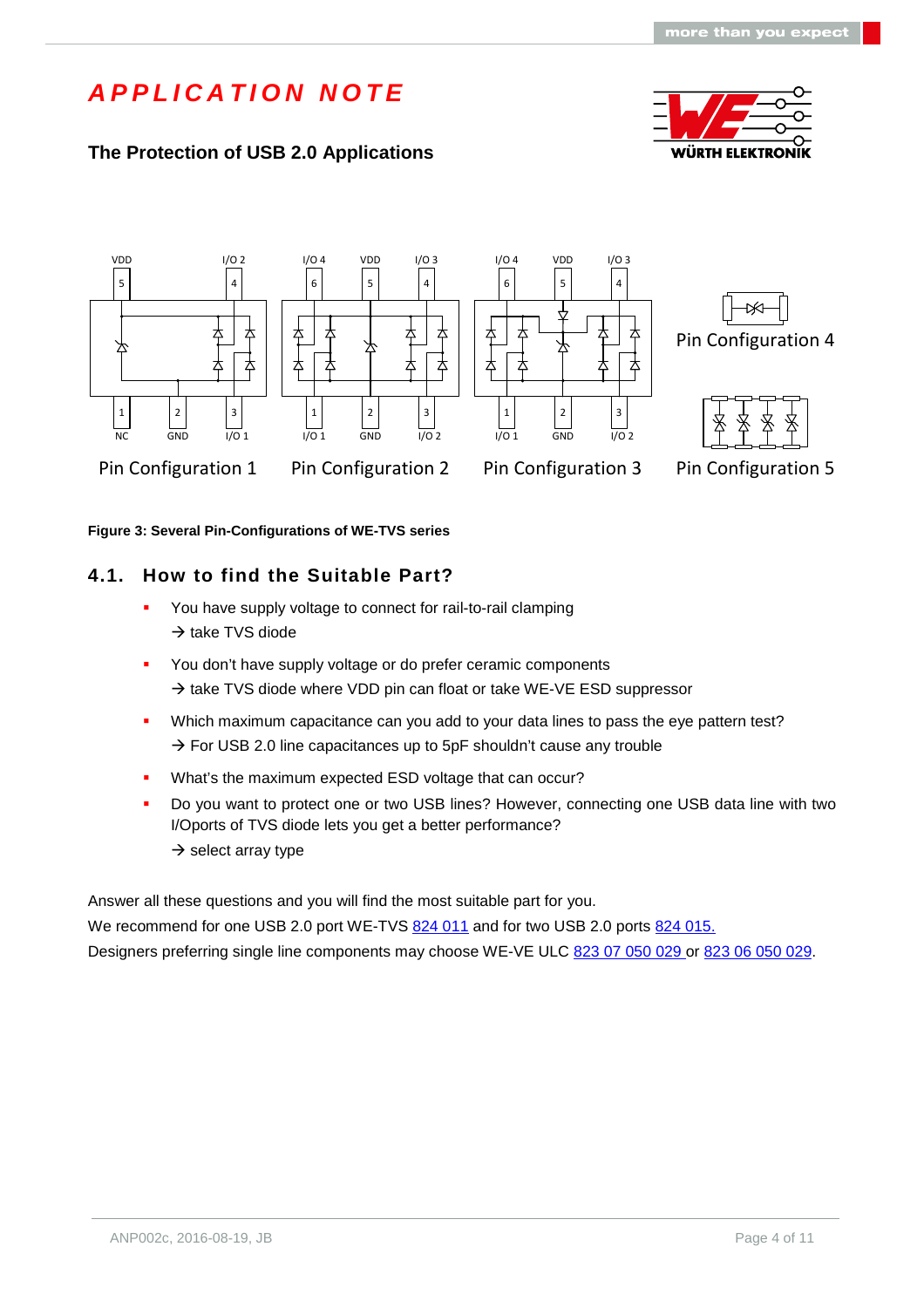Figure 3: Several Pin-Configurations of WE-TVS series

## 4.1. How to find the Suitable Part?

- You have supply voltage to connect for rail-to-rail clamping
  → take TVS diode
- You don't have supply voltage or do prefer ceramic components
  → take TVS diode where VDD pin can float or take WE-VE ESD suppressor
- Which maximum capacitance can you add to your data lines to pass the eye pattern test?
  → For USB 2.0 line capacitances up to 5pF shouldn't cause any trouble
- What's the maximum expected ESD voltage that can occur?
- Do you want to protect one or two USB lines? However, connecting one USB data line with two I/Oports of TVS diode lets you get a better performance?
  → select array type

Answer all these questions and you will find the most suitable part for you.
We recommend for one USB 2.0 port WE-TVS 824 011 and for two USB 2.0 ports 824 015.
Designers preferring single line components may choose WE-VE ULC 823 07 050 029 or 823 06 050 029.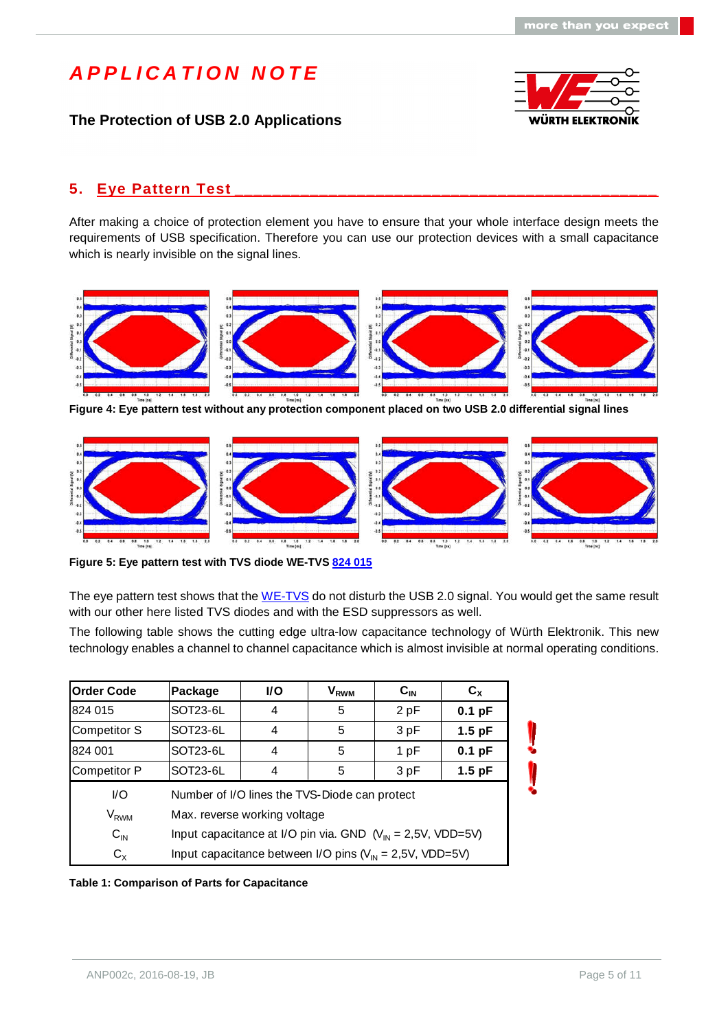## 5. Eye Pattern Test

After making a choice of protection element you have to ensure that your whole interface design meets the requirements of USB specification. Therefore you can use our protection devices with a small capacitance which is nearly invisible on the signal lines.

**Figure 4: Eye pattern test without any protection component placed on two USB 2.0 differential signal lines**

**Figure 5: Eye pattern test with TVS diode WE-TVS 824 015**

The eye pattern test shows that the WE-TVS do not disturb the USB 2.0 signal. You would get the same result with our other here listed TVS diodes and with the ESD suppressors as well.

The following table shows the cutting edge ultra-low capacitance technology of Würth Elektronik. This new technology enables a channel to channel capacitance which is almost invisible at normal operating conditions.

| Order Code | Package | I/O | $V_{RWM}$ | $C_{IN}$ | $C_X$ |
|---|---|---|---|---|---|
| 824 015 | SOT23-6L | 4 | 5 | 2 pF | **0.1 pF** |
| Competitor S | SOT23-6L | 4 | 5 | 3 pF | **1.5 pF** |
| 824 001 | SOT23-6L | 4 | 5 | 1 pF | **0.1 pF** |
| Competitor P | SOT23-6L | 4 | 5 | 3 pF | **1.5 pF** |
| I/O | Number of I/O lines the TVS-Diode can protect | | | | |
| $V_{RWM}$ | Max. reverse working voltage | | | | |
| $C_{IN}$ | Input capacitance at I/O pin via. GND ($V_{IN}$ = 2,5V, VDD=5V) | | | | |
| $C_X$ | Input capacitance between I/O pins ($V_{IN}$ = 2,5V, VDD=5V) | | | | |

**Table 1: Comparison of Parts for Capacitance**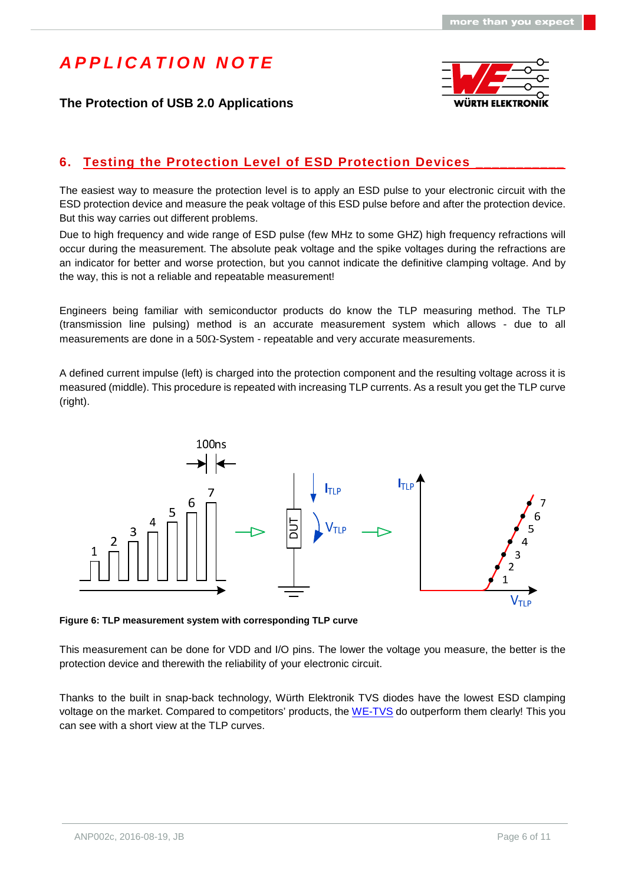## 6. Testing the Protection Level of ESD Protection Devices

The easiest way to measure the protection level is to apply an ESD pulse to your electronic circuit with the ESD protection device and measure the peak voltage of this ESD pulse before and after the protection device. But this way carries out different problems.

Due to high frequency and wide range of ESD pulse (few MHz to some GHZ) high frequency refractions will occur during the measurement. The absolute peak voltage and the spike voltages during the refractions are an indicator for better and worse protection, but you cannot indicate the definitive clamping voltage. And by the way, this is not a reliable and repeatable measurement!

Engineers being familiar with semiconductor products do know the TLP measuring method. The TLP (transmission line pulsing) method is an accurate measurement system which allows - due to all measurements are done in a 50Ω-System - repeatable and very accurate measurements.

A defined current impulse (left) is charged into the protection component and the resulting voltage across it is measured (middle). This procedure is repeated with increasing TLP currents. As a result you get the TLP curve (right).

**Figure 6: TLP measurement system with corresponding TLP curve**

This measurement can be done for VDD and I/O pins. The lower the voltage you measure, the better is the protection device and therewith the reliability of your electronic circuit.

Thanks to the built in snap-back technology, Würth Elektronik TVS diodes have the lowest ESD clamping voltage on the market. Compared to competitors' products, the WE-TVS do outperform them clearly! This you can see with a short view at the TLP curves.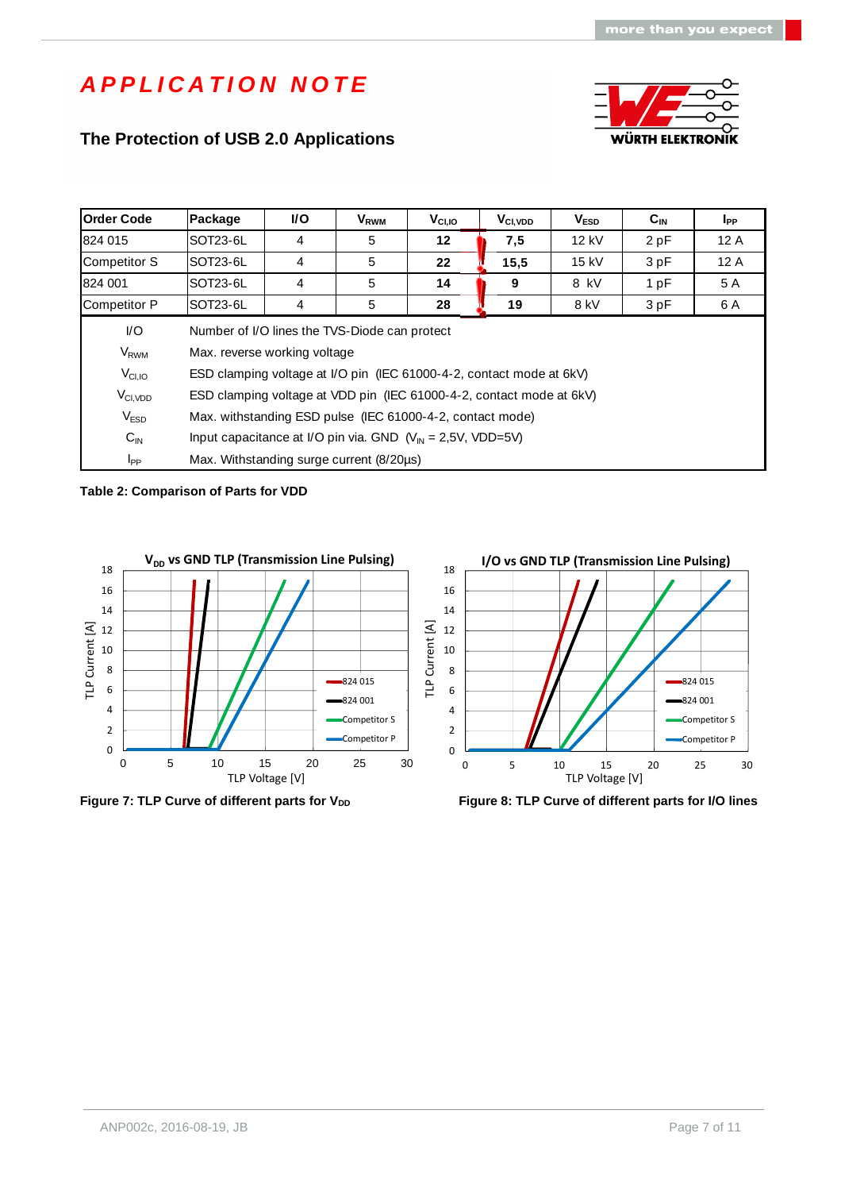# APPLICATION NOTE

## The Protection of USB 2.0 Applications

| Order Code | Package | I/O | $V_{RWM}$ | $V_{CI,IO}$ | $V_{CI,VDD}$ | $V_{ESD}$ | $C_{IN}$ | $I_{PP}$ |
|---|---|---|---|---|---|---|---|---|
| 824 015 | SOT23-6L | 4 | 5 | **12** | **7,5** | 12 kV | 2 pF | 12 A |
| Competitor S | SOT23-6L | 4 | 5 | **22** | **15,5** | 15 kV | 3 pF | 12 A |
| 824 001 | SOT23-6L | 4 | 5 | **14** | **9** | 8 kV | 1 pF | 5 A |
| Competitor P | SOT23-6L | 4 | 5 | **28** | **19** | 8 kV | 3 pF | 6 A |

| | |
|---|---|
| I/O | Number of I/O lines the TVS-Diode can protect |
| $V_{RWM}$ | Max. reverse working voltage |
| $V_{CI,IO}$ | ESD clamping voltage at I/O pin (IEC 61000-4-2, contact mode at 6kV) |
| $V_{CI,VDD}$ | ESD clamping voltage at VDD pin (IEC 61000-4-2, contact mode at 6kV) |
| $V_{ESD}$ | Max. withstanding ESD pulse (IEC 61000-4-2, contact mode) |
| $C_{IN}$ | Input capacitance at I/O pin via. GND ($V_{IN}$ = 2,5V, VDD=5V) |
| $I_{PP}$ | Max. Withstanding surge current (8/20µs) |

**Table 2: Comparison of Parts for VDD**

**Figure 7: TLP Curve of different parts for $V_{DD}$**

**Figure 8: TLP Curve of different parts for I/O lines**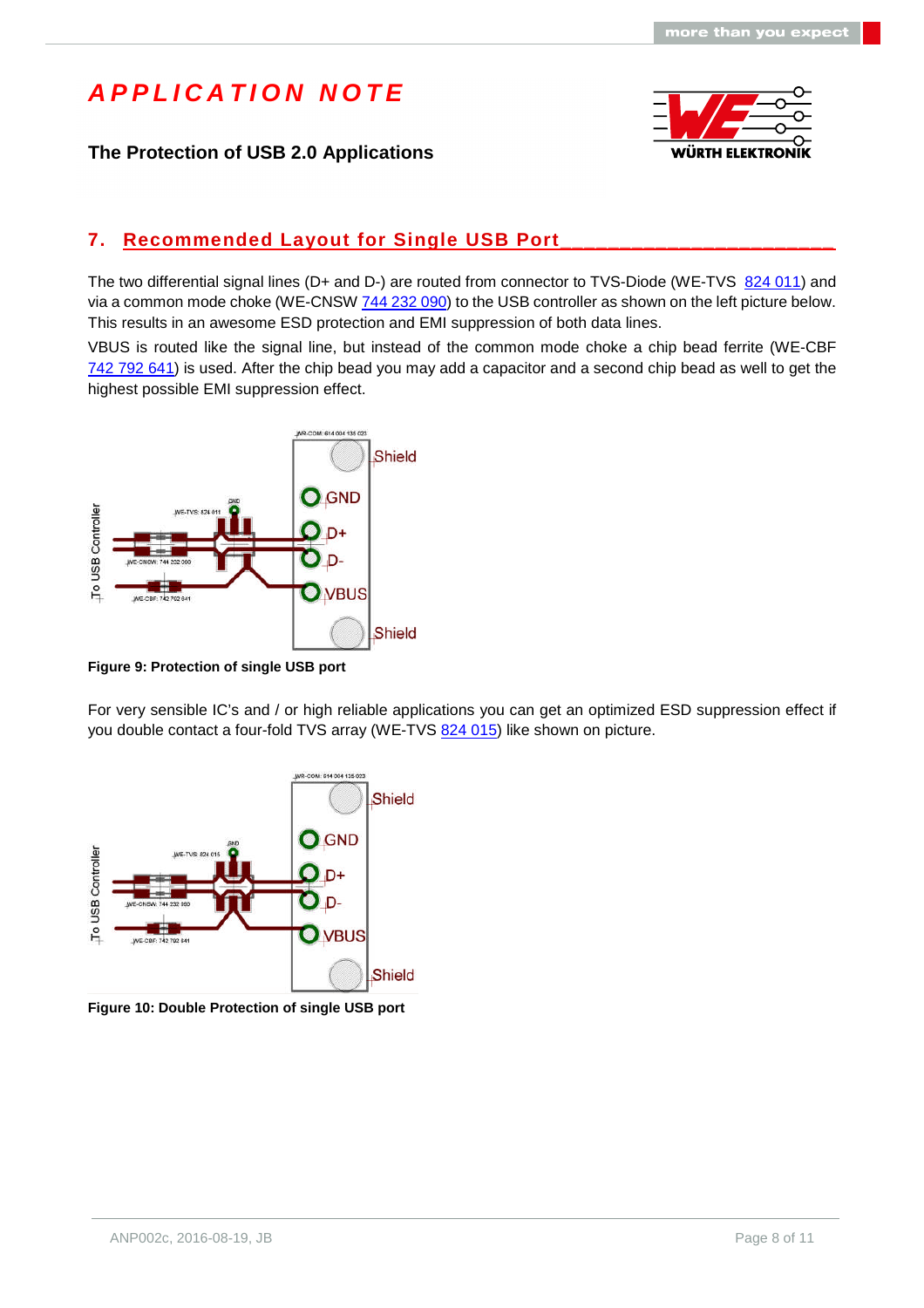## 7. Recommended Layout for Single USB Port

The two differential signal lines (D+ and D-) are routed from connector to TVS-Diode (WE-TVS 824 011) and via a common mode choke (WE-CNSW 744 232 090) to the USB controller as shown on the left picture below. This results in an awesome ESD protection and EMI suppression of both data lines.

VBUS is routed like the signal line, but instead of the common mode choke a chip bead ferrite (WE-CBF 742 792 641) is used. After the chip bead you may add a capacitor and a second chip bead as well to get the highest possible EMI suppression effect.

**Figure 9: Protection of single USB port**

For very sensible IC's and / or high reliable applications you can get an optimized ESD suppression effect if you double contact a four-fold TVS array (WE-TVS 824 015) like shown on picture.

**Figure 10: Double Protection of single USB port**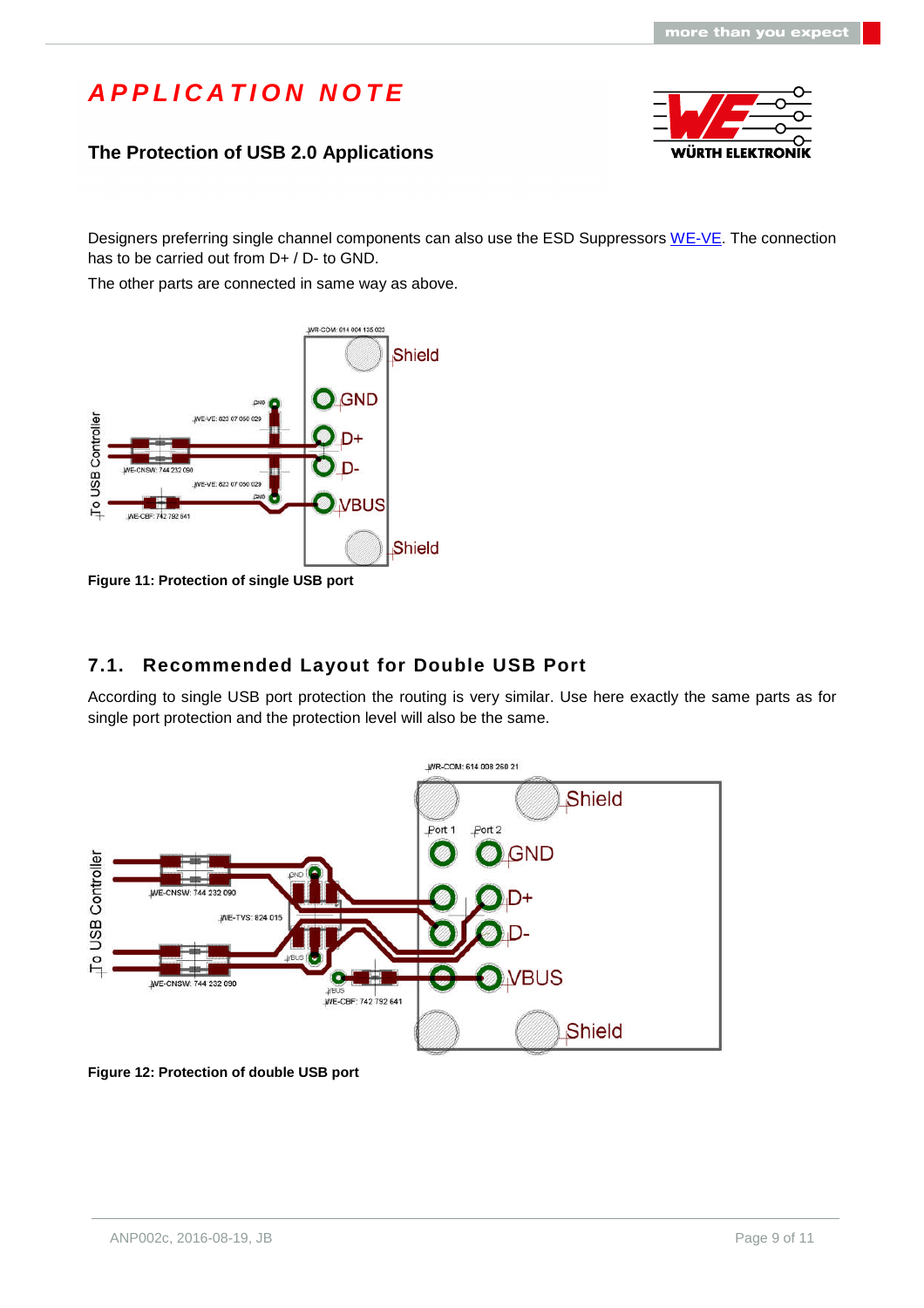Designers preferring single channel components can also use the ESD Suppressors WE-VE. The connection has to be carried out from D+ / D- to GND.

The other parts are connected in same way as above.

**Figure 11: Protection of single USB port**

## 7.1. Recommended Layout for Double USB Port

According to single USB port protection the routing is very similar. Use here exactly the same parts as for single port protection and the protection level will also be the same.

**Figure 12: Protection of double USB port**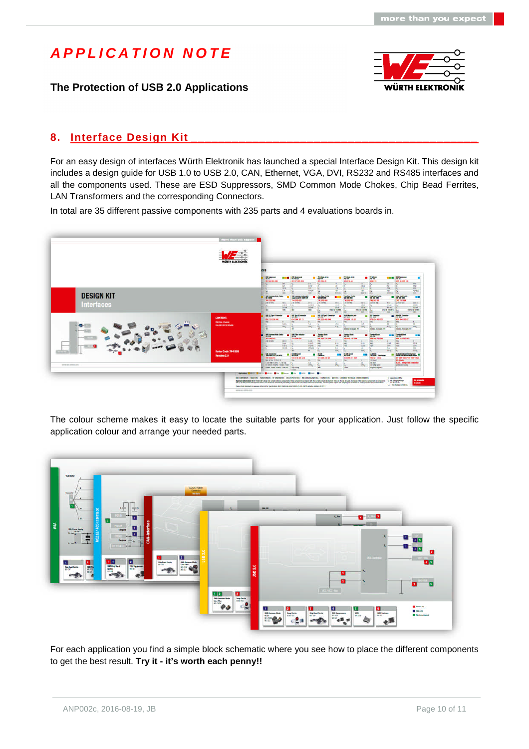## 8. Interface Design Kit

For an easy design of interfaces Würth Elektronik has launched a special Interface Design Kit. This design kit includes a design guide for USB 1.0 to USB 2.0, CAN, Ethernet, VGA, DVI, RS232 and RS485 interfaces and all the components used. These are ESD Suppressors, SMD Common Mode Chokes, Chip Bead Ferrites, LAN Transformers and the corresponding Connectors.

In total are 35 different passive components with 235 parts and 4 evaluations boards in.

The colour scheme makes it easy to locate the suitable parts for your application. Just follow the specific application colour and arrange your needed parts.

For each application you find a simple block schematic where you see how to place the different components to get the best result. **Try it - it's worth each penny!!**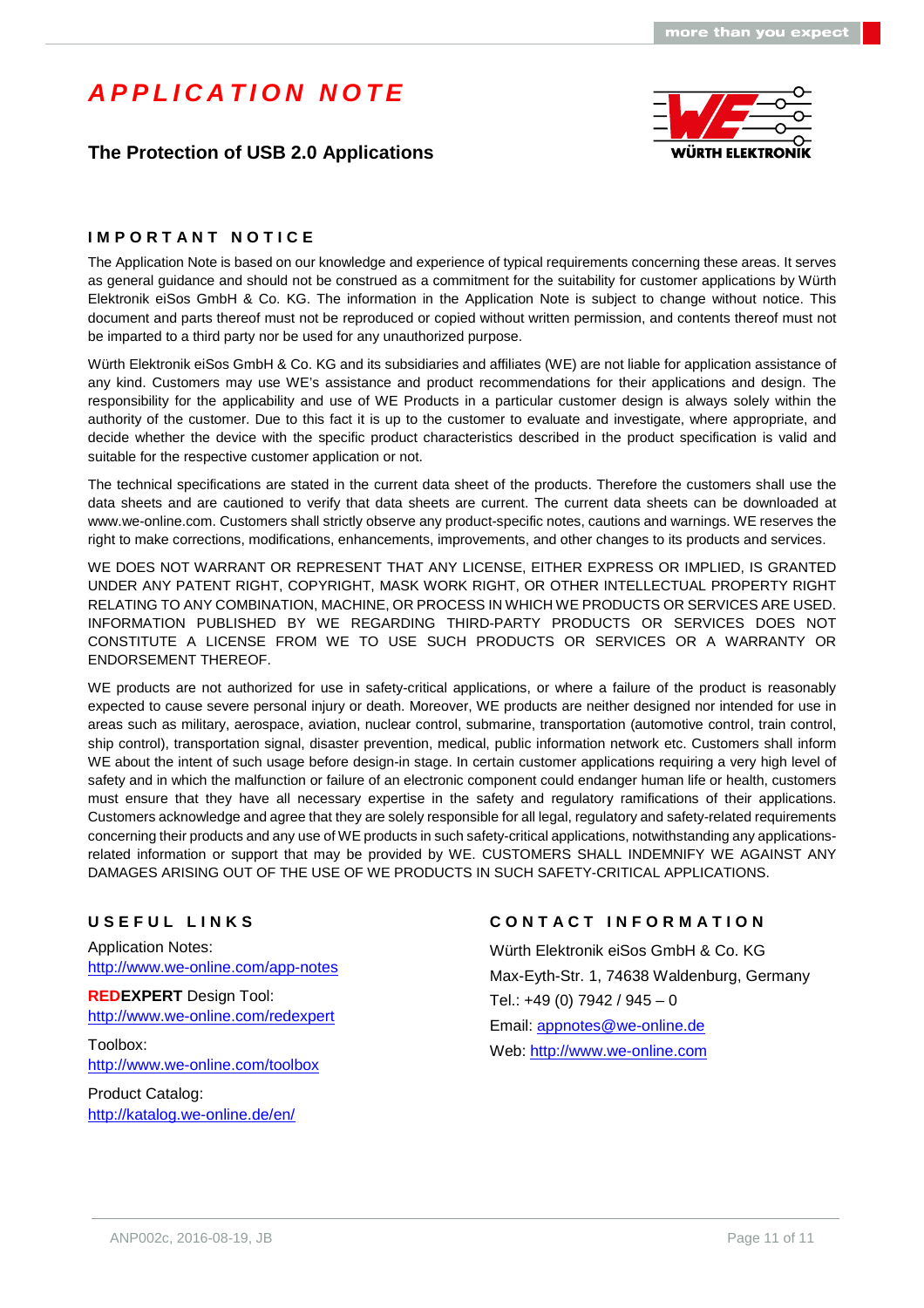# APPLICATION NOTE

## The Protection of USB 2.0 Applications

## IMPORTANT NOTICE

The Application Note is based on our knowledge and experience of typical requirements concerning these areas. It serves as general guidance and should not be construed as a commitment for the suitability for customer applications by Würth Elektronik eiSos GmbH & Co. KG. The information in the Application Note is subject to change without notice. This document and parts thereof must not be reproduced or copied without written permission, and contents thereof must not be imparted to a third party nor be used for any unauthorized purpose.

Würth Elektronik eiSos GmbH & Co. KG and its subsidiaries and affiliates (WE) are not liable for application assistance of any kind. Customers may use WE's assistance and product recommendations for their applications and design. The responsibility for the applicability and use of WE Products in a particular customer design is always solely within the authority of the customer. Due to this fact it is up to the customer to evaluate and investigate, where appropriate, and decide whether the device with the specific product characteristics described in the product specification is valid and suitable for the respective customer application or not.

The technical specifications are stated in the current data sheet of the products. Therefore the customers shall use the data sheets and are cautioned to verify that data sheets are current. The current data sheets can be downloaded at www.we-online.com. Customers shall strictly observe any product-specific notes, cautions and warnings. WE reserves the right to make corrections, modifications, enhancements, improvements, and other changes to its products and services.

WE DOES NOT WARRANT OR REPRESENT THAT ANY LICENSE, EITHER EXPRESS OR IMPLIED, IS GRANTED UNDER ANY PATENT RIGHT, COPYRIGHT, MASK WORK RIGHT, OR OTHER INTELLECTUAL PROPERTY RIGHT RELATING TO ANY COMBINATION, MACHINE, OR PROCESS IN WHICH WE PRODUCTS OR SERVICES ARE USED. INFORMATION PUBLISHED BY WE REGARDING THIRD-PARTY PRODUCTS OR SERVICES DOES NOT CONSTITUTE A LICENSE FROM WE TO USE SUCH PRODUCTS OR SERVICES OR A WARRANTY OR ENDORSEMENT THEREOF.

WE products are not authorized for use in safety-critical applications, or where a failure of the product is reasonably expected to cause severe personal injury or death. Moreover, WE products are neither designed nor intended for use in areas such as military, aerospace, aviation, nuclear control, submarine, transportation (automotive control, train control, ship control), transportation signal, disaster prevention, medical, public information network etc. Customers shall inform WE about the intent of such usage before design-in stage. In certain customer applications requiring a very high level of safety and in which the malfunction or failure of an electronic component could endanger human life or health, customers must ensure that they have all necessary expertise in the safety and regulatory ramifications of their applications. Customers acknowledge and agree that they are solely responsible for all legal, regulatory and safety-related requirements concerning their products and any use of WE products in such safety-critical applications, notwithstanding any applications-related information or support that may be provided by WE. CUSTOMERS SHALL INDEMNIFY WE AGAINST ANY DAMAGES ARISING OUT OF THE USE OF WE PRODUCTS IN SUCH SAFETY-CRITICAL APPLICATIONS.

## USEFUL LINKS

Application Notes:
http://www.we-online.com/app-notes

**REDEXPERT** Design Tool:
http://www.we-online.com/redexpert

Toolbox:
http://www.we-online.com/toolbox

Product Catalog:
http://katalog.we-online.de/en/

## CONTACT INFORMATION

Würth Elektronik eiSos GmbH & Co. KG
Max-Eyth-Str. 1, 74638 Waldenburg, Germany
Tel.: +49 (0) 7942 / 945 – 0
Email: appnotes@we-online.de
Web: http://www.we-online.com